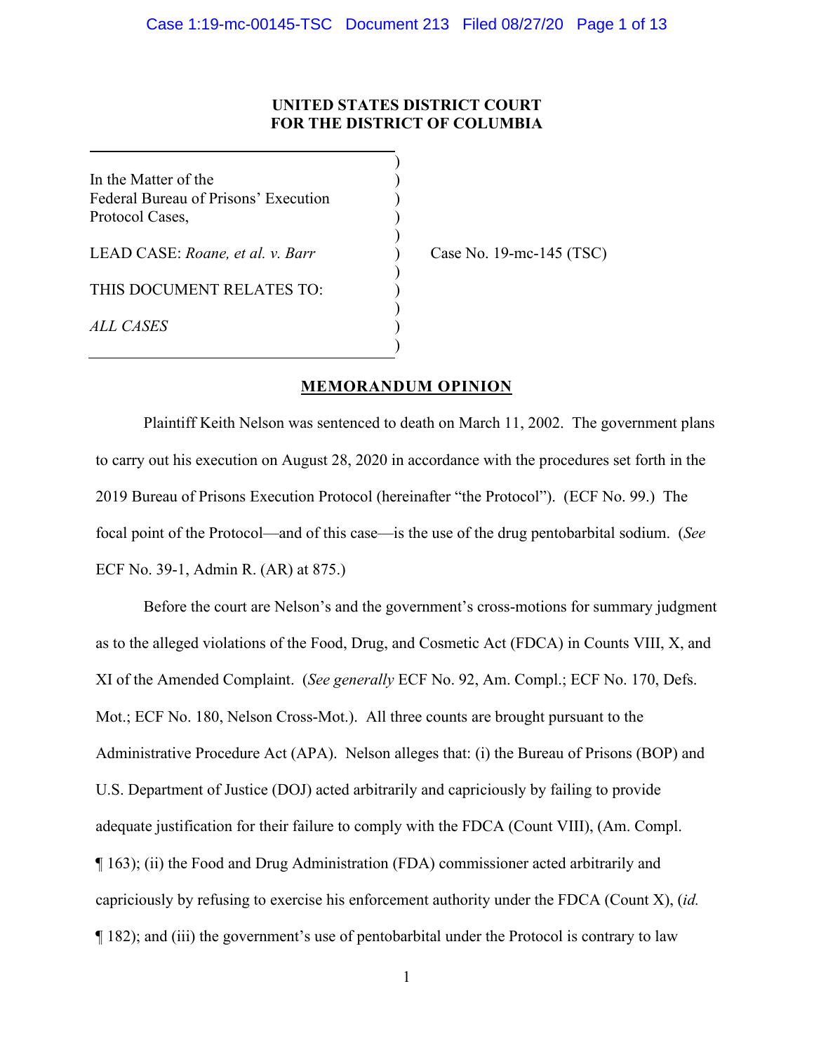**UNITED STATES DISTRICT COURT**
**FOR THE DISTRICT OF COLUMBIA**

In the Matter of the
Federal Bureau of Prisons' Execution
Protocol Cases,

LEAD CASE: *Roane, et al. v. Barr*

THIS DOCUMENT RELATES TO:

*ALL CASES*

Case No. 19-mc-145 (TSC)

## MEMORANDUM OPINION

Plaintiff Keith Nelson was sentenced to death on March 11, 2002. The government plans to carry out his execution on August 28, 2020 in accordance with the procedures set forth in the 2019 Bureau of Prisons Execution Protocol (hereinafter "the Protocol"). (ECF No. 99.) The focal point of the Protocol—and of this case—is the use of the drug pentobarbital sodium. (*See* ECF No. 39-1, Admin R. (AR) at 875.)

Before the court are Nelson's and the government's cross-motions for summary judgment as to the alleged violations of the Food, Drug, and Cosmetic Act (FDCA) in Counts VIII, X, and XI of the Amended Complaint. (*See generally* ECF No. 92, Am. Compl.; ECF No. 170, Defs. Mot.; ECF No. 180, Nelson Cross-Mot.). All three counts are brought pursuant to the Administrative Procedure Act (APA). Nelson alleges that: (i) the Bureau of Prisons (BOP) and U.S. Department of Justice (DOJ) acted arbitrarily and capriciously by failing to provide adequate justification for their failure to comply with the FDCA (Count VIII), (Am. Compl. ¶ 163); (ii) the Food and Drug Administration (FDA) commissioner acted arbitrarily and capriciously by refusing to exercise his enforcement authority under the FDCA (Count X), (*id.* ¶ 182); and (iii) the government's use of pentobarbital under the Protocol is contrary to law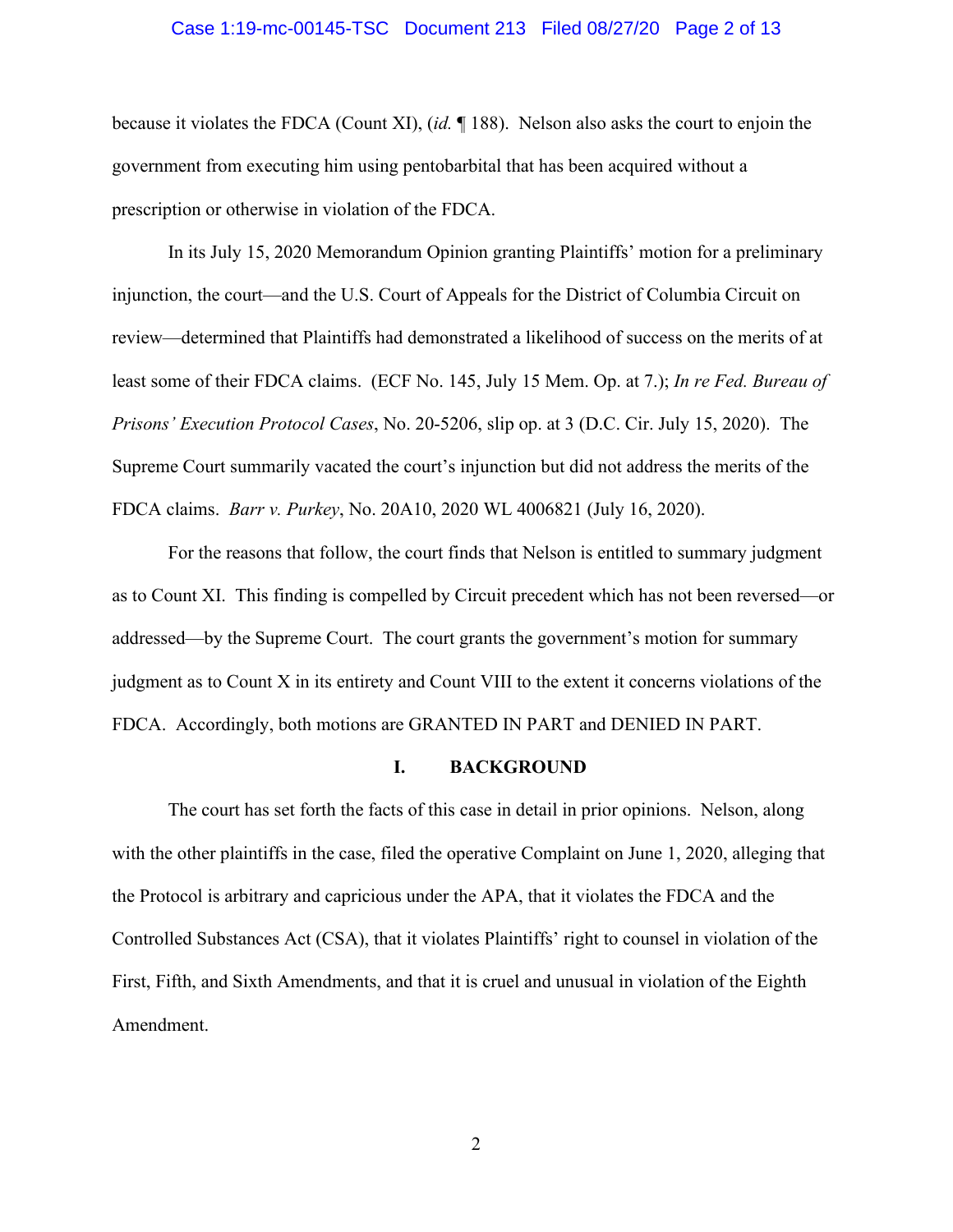because it violates the FDCA (Count XI), (*id.* ¶ 188). Nelson also asks the court to enjoin the government from executing him using pentobarbital that has been acquired without a prescription or otherwise in violation of the FDCA.

In its July 15, 2020 Memorandum Opinion granting Plaintiffs' motion for a preliminary injunction, the court—and the U.S. Court of Appeals for the District of Columbia Circuit on review—determined that Plaintiffs had demonstrated a likelihood of success on the merits of at least some of their FDCA claims. (ECF No. 145, July 15 Mem. Op. at 7.); *In re Fed. Bureau of Prisons' Execution Protocol Cases*, No. 20-5206, slip op. at 3 (D.C. Cir. July 15, 2020). The Supreme Court summarily vacated the court's injunction but did not address the merits of the FDCA claims. *Barr v. Purkey*, No. 20A10, 2020 WL 4006821 (July 16, 2020).

For the reasons that follow, the court finds that Nelson is entitled to summary judgment as to Count XI. This finding is compelled by Circuit precedent which has not been reversed—or addressed—by the Supreme Court. The court grants the government's motion for summary judgment as to Count X in its entirety and Count VIII to the extent it concerns violations of the FDCA. Accordingly, both motions are GRANTED IN PART and DENIED IN PART.

## I. BACKGROUND

The court has set forth the facts of this case in detail in prior opinions. Nelson, along with the other plaintiffs in the case, filed the operative Complaint on June 1, 2020, alleging that the Protocol is arbitrary and capricious under the APA, that it violates the FDCA and the Controlled Substances Act (CSA), that it violates Plaintiffs' right to counsel in violation of the First, Fifth, and Sixth Amendments, and that it is cruel and unusual in violation of the Eighth Amendment.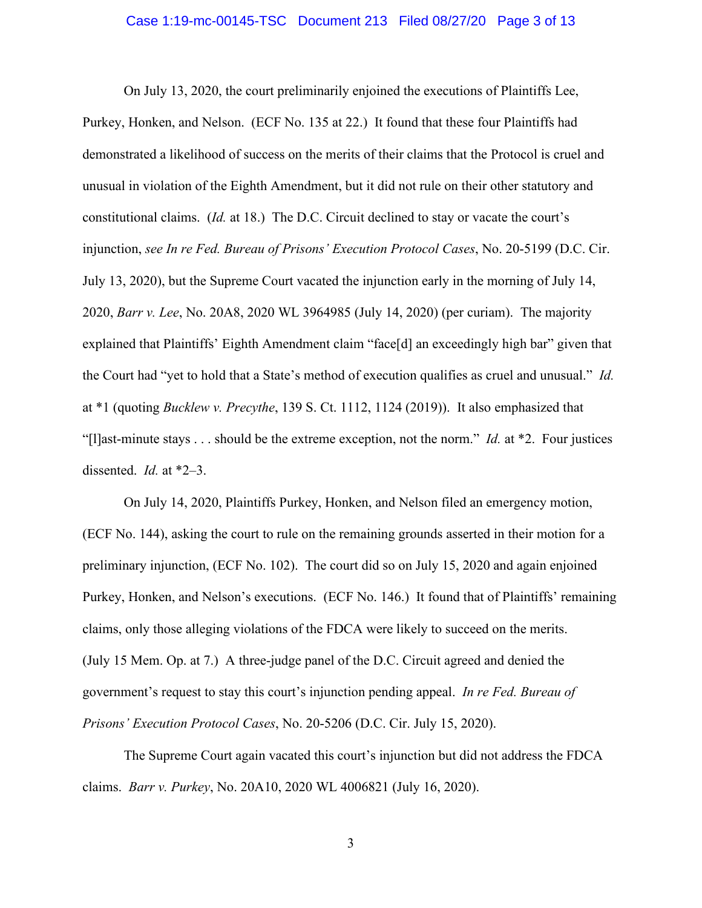On July 13, 2020, the court preliminarily enjoined the executions of Plaintiffs Lee, Purkey, Honken, and Nelson. (ECF No. 135 at 22.) It found that these four Plaintiffs had demonstrated a likelihood of success on the merits of their claims that the Protocol is cruel and unusual in violation of the Eighth Amendment, but it did not rule on their other statutory and constitutional claims. (*Id.* at 18.) The D.C. Circuit declined to stay or vacate the court's injunction, *see In re Fed. Bureau of Prisons' Execution Protocol Cases*, No. 20-5199 (D.C. Cir. July 13, 2020), but the Supreme Court vacated the injunction early in the morning of July 14, 2020, *Barr v. Lee*, No. 20A8, 2020 WL 3964985 (July 14, 2020) (per curiam). The majority explained that Plaintiffs' Eighth Amendment claim "face[d] an exceedingly high bar" given that the Court had "yet to hold that a State's method of execution qualifies as cruel and unusual." *Id.* at *1 (quoting *Bucklew v. Precythe*, 139 S. Ct. 1112, 1124 (2019)). It also emphasized that "[l]ast-minute stays . . . should be the extreme exception, not the norm." *Id.* at *2. Four justices dissented. *Id.* at *2–3.

On July 14, 2020, Plaintiffs Purkey, Honken, and Nelson filed an emergency motion, (ECF No. 144), asking the court to rule on the remaining grounds asserted in their motion for a preliminary injunction, (ECF No. 102). The court did so on July 15, 2020 and again enjoined Purkey, Honken, and Nelson's executions. (ECF No. 146.) It found that of Plaintiffs' remaining claims, only those alleging violations of the FDCA were likely to succeed on the merits. (July 15 Mem. Op. at 7.) A three-judge panel of the D.C. Circuit agreed and denied the government's request to stay this court's injunction pending appeal. *In re Fed. Bureau of Prisons' Execution Protocol Cases*, No. 20-5206 (D.C. Cir. July 15, 2020).

The Supreme Court again vacated this court's injunction but did not address the FDCA claims. *Barr v. Purkey*, No. 20A10, 2020 WL 4006821 (July 16, 2020).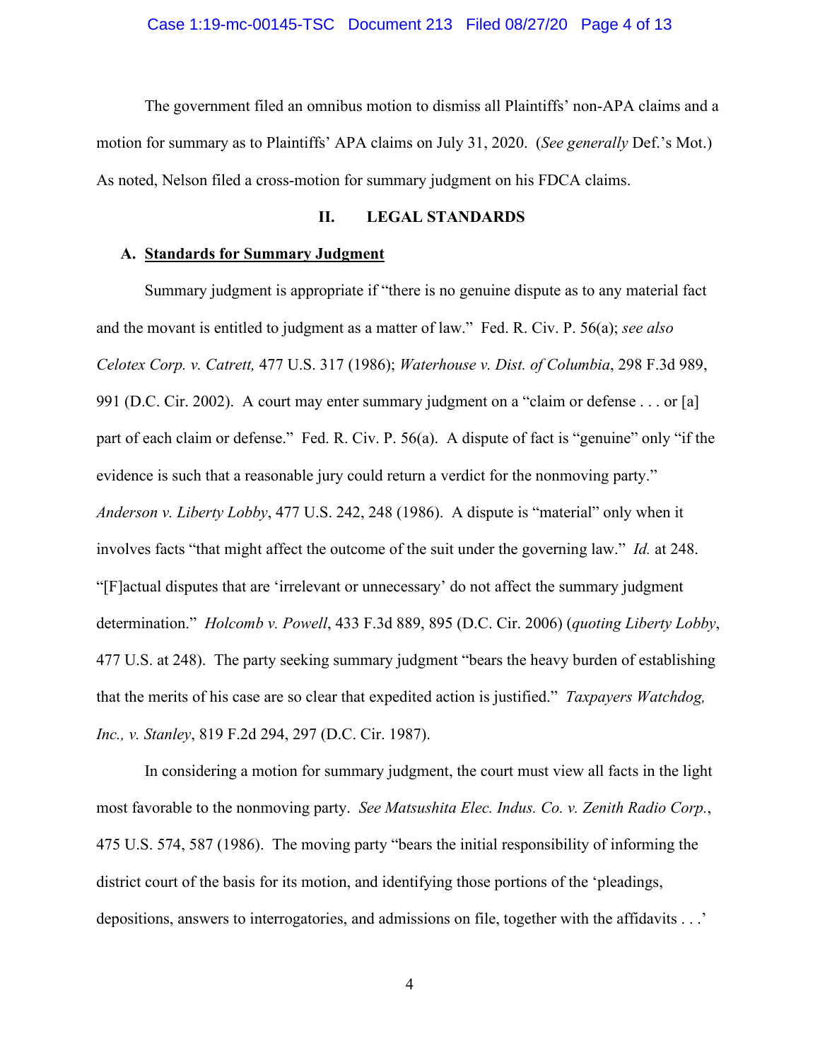The government filed an omnibus motion to dismiss all Plaintiffs' non-APA claims and a motion for summary as to Plaintiffs' APA claims on July 31, 2020. (*See generally* Def.'s Mot.) As noted, Nelson filed a cross-motion for summary judgment on his FDCA claims.

## II. LEGAL STANDARDS

### A. <u>Standards for Summary Judgment</u>

Summary judgment is appropriate if "there is no genuine dispute as to any material fact and the movant is entitled to judgment as a matter of law." Fed. R. Civ. P. 56(a); *see also* *Celotex Corp. v. Catrett,* 477 U.S. 317 (1986); *Waterhouse v. Dist. of Columbia*, 298 F.3d 989, 991 (D.C. Cir. 2002). A court may enter summary judgment on a "claim or defense . . . or [a] part of each claim or defense." Fed. R. Civ. P. 56(a). A dispute of fact is "genuine" only "if the evidence is such that a reasonable jury could return a verdict for the nonmoving party." *Anderson v. Liberty Lobby*, 477 U.S. 242, 248 (1986). A dispute is "material" only when it involves facts "that might affect the outcome of the suit under the governing law." *Id.* at 248. "[F]actual disputes that are 'irrelevant or unnecessary' do not affect the summary judgment determination." *Holcomb v. Powell*, 433 F.3d 889, 895 (D.C. Cir. 2006) (*quoting Liberty Lobby*, 477 U.S. at 248). The party seeking summary judgment "bears the heavy burden of establishing that the merits of his case are so clear that expedited action is justified." *Taxpayers Watchdog, Inc., v. Stanley*, 819 F.2d 294, 297 (D.C. Cir. 1987).

In considering a motion for summary judgment, the court must view all facts in the light most favorable to the nonmoving party. *See Matsushita Elec. Indus. Co. v. Zenith Radio Corp.*, 475 U.S. 574, 587 (1986). The moving party "bears the initial responsibility of informing the district court of the basis for its motion, and identifying those portions of the 'pleadings, depositions, answers to interrogatories, and admissions on file, together with the affidavits . . .'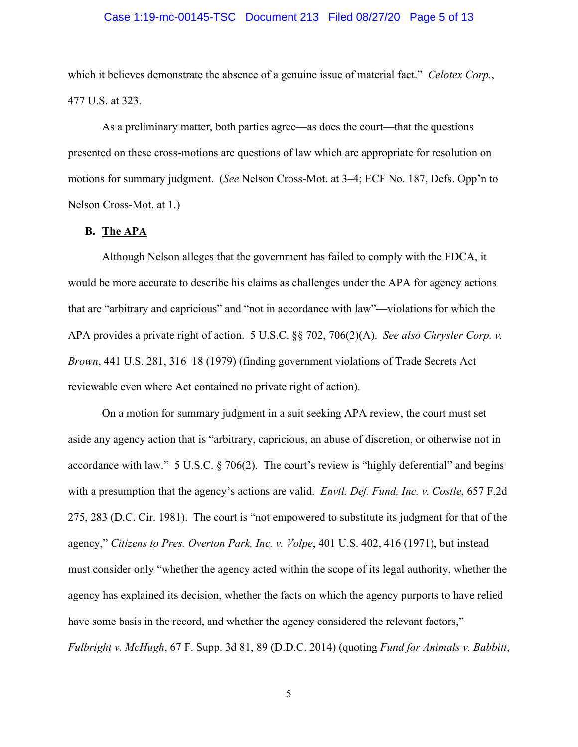which it believes demonstrate the absence of a genuine issue of material fact." *Celotex Corp.*, 477 U.S. at 323.

As a preliminary matter, both parties agree—as does the court—that the questions presented on these cross-motions are questions of law which are appropriate for resolution on motions for summary judgment. (*See* Nelson Cross-Mot. at 3–4; ECF No. 187, Defs. Opp'n to Nelson Cross-Mot. at 1.)

### B. <u>The APA</u>

Although Nelson alleges that the government has failed to comply with the FDCA, it would be more accurate to describe his claims as challenges under the APA for agency actions that are "arbitrary and capricious" and "not in accordance with law"—violations for which the APA provides a private right of action. 5 U.S.C. §§ 702, 706(2)(A). *See also Chrysler Corp. v. Brown*, 441 U.S. 281, 316–18 (1979) (finding government violations of Trade Secrets Act reviewable even where Act contained no private right of action).

On a motion for summary judgment in a suit seeking APA review, the court must set aside any agency action that is "arbitrary, capricious, an abuse of discretion, or otherwise not in accordance with law." 5 U.S.C. § 706(2). The court's review is "highly deferential" and begins with a presumption that the agency's actions are valid. *Envtl. Def. Fund, Inc. v. Costle*, 657 F.2d 275, 283 (D.C. Cir. 1981). The court is "not empowered to substitute its judgment for that of the agency," *Citizens to Pres. Overton Park, Inc. v. Volpe*, 401 U.S. 402, 416 (1971), but instead must consider only "whether the agency acted within the scope of its legal authority, whether the agency has explained its decision, whether the facts on which the agency purports to have relied have some basis in the record, and whether the agency considered the relevant factors," *Fulbright v. McHugh*, 67 F. Supp. 3d 81, 89 (D.D.C. 2014) (quoting *Fund for Animals v. Babbitt*,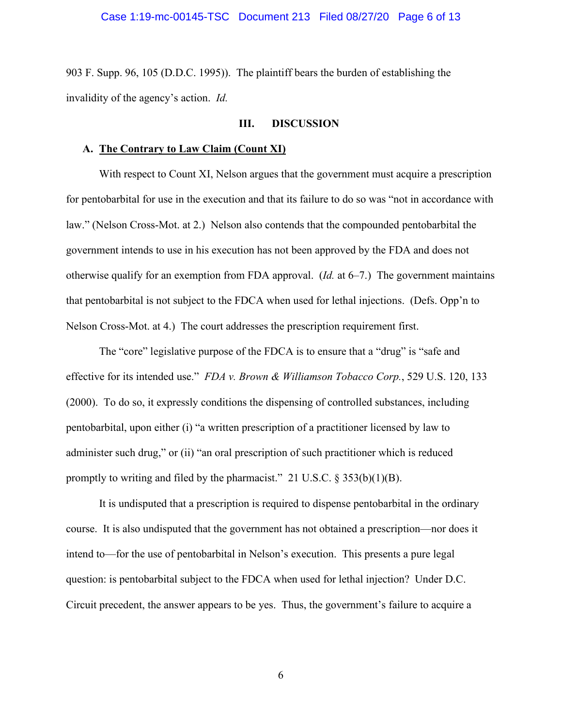903 F. Supp. 96, 105 (D.D.C. 1995)). The plaintiff bears the burden of establishing the invalidity of the agency's action. *Id.*

## III. DISCUSSION

### A. <u>The Contrary to Law Claim (Count XI)</u>

With respect to Count XI, Nelson argues that the government must acquire a prescription for pentobarbital for use in the execution and that its failure to do so was "not in accordance with law." (Nelson Cross-Mot. at 2.) Nelson also contends that the compounded pentobarbital the government intends to use in his execution has not been approved by the FDA and does not otherwise qualify for an exemption from FDA approval. (*Id.* at 6–7.) The government maintains that pentobarbital is not subject to the FDCA when used for lethal injections. (Defs. Opp'n to Nelson Cross-Mot. at 4.) The court addresses the prescription requirement first.

The "core" legislative purpose of the FDCA is to ensure that a "drug" is "safe and effective for its intended use." *FDA v. Brown & Williamson Tobacco Corp.*, 529 U.S. 120, 133 (2000). To do so, it expressly conditions the dispensing of controlled substances, including pentobarbital, upon either (i) "a written prescription of a practitioner licensed by law to administer such drug," or (ii) "an oral prescription of such practitioner which is reduced promptly to writing and filed by the pharmacist." 21 U.S.C. § 353(b)(1)(B).

It is undisputed that a prescription is required to dispense pentobarbital in the ordinary course. It is also undisputed that the government has not obtained a prescription—nor does it intend to—for the use of pentobarbital in Nelson's execution. This presents a pure legal question: is pentobarbital subject to the FDCA when used for lethal injection? Under D.C. Circuit precedent, the answer appears to be yes. Thus, the government's failure to acquire a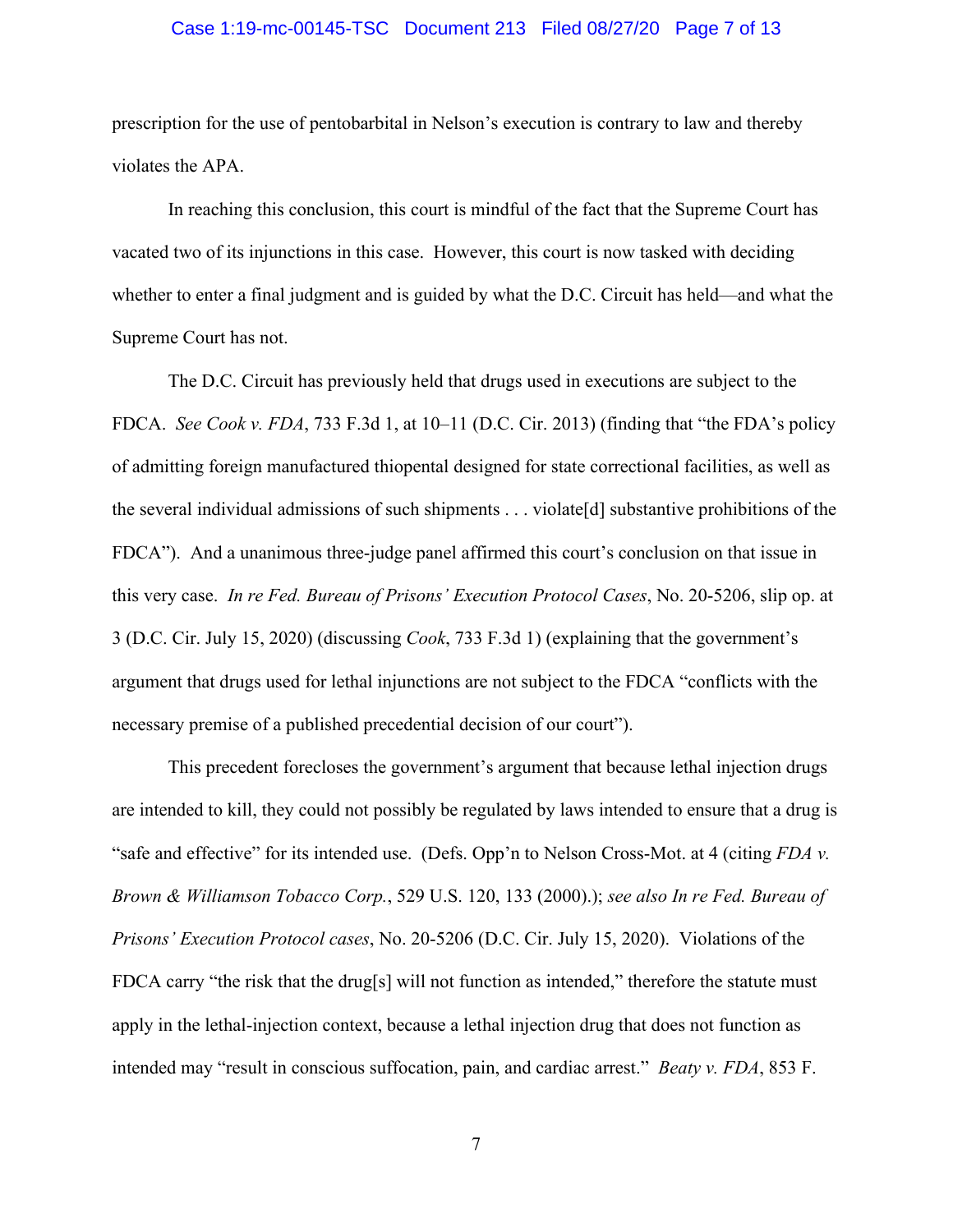prescription for the use of pentobarbital in Nelson's execution is contrary to law and thereby violates the APA.

In reaching this conclusion, this court is mindful of the fact that the Supreme Court has vacated two of its injunctions in this case. However, this court is now tasked with deciding whether to enter a final judgment and is guided by what the D.C. Circuit has held—and what the Supreme Court has not.

The D.C. Circuit has previously held that drugs used in executions are subject to the FDCA. *See Cook v. FDA*, 733 F.3d 1, at 10–11 (D.C. Cir. 2013) (finding that "the FDA's policy of admitting foreign manufactured thiopental designed for state correctional facilities, as well as the several individual admissions of such shipments . . . violate[d] substantive prohibitions of the FDCA"). And a unanimous three-judge panel affirmed this court's conclusion on that issue in this very case. *In re Fed. Bureau of Prisons' Execution Protocol Cases*, No. 20-5206, slip op. at 3 (D.C. Cir. July 15, 2020) (discussing *Cook*, 733 F.3d 1) (explaining that the government's argument that drugs used for lethal injunctions are not subject to the FDCA "conflicts with the necessary premise of a published precedential decision of our court").

This precedent forecloses the government's argument that because lethal injection drugs are intended to kill, they could not possibly be regulated by laws intended to ensure that a drug is "safe and effective" for its intended use. (Defs. Opp'n to Nelson Cross-Mot. at 4 (citing *FDA v. Brown & Williamson Tobacco Corp.*, 529 U.S. 120, 133 (2000).); *see also In re Fed. Bureau of Prisons' Execution Protocol cases*, No. 20-5206 (D.C. Cir. July 15, 2020). Violations of the FDCA carry "the risk that the drug[s] will not function as intended," therefore the statute must apply in the lethal-injection context, because a lethal injection drug that does not function as intended may "result in conscious suffocation, pain, and cardiac arrest." *Beaty v. FDA*, 853 F.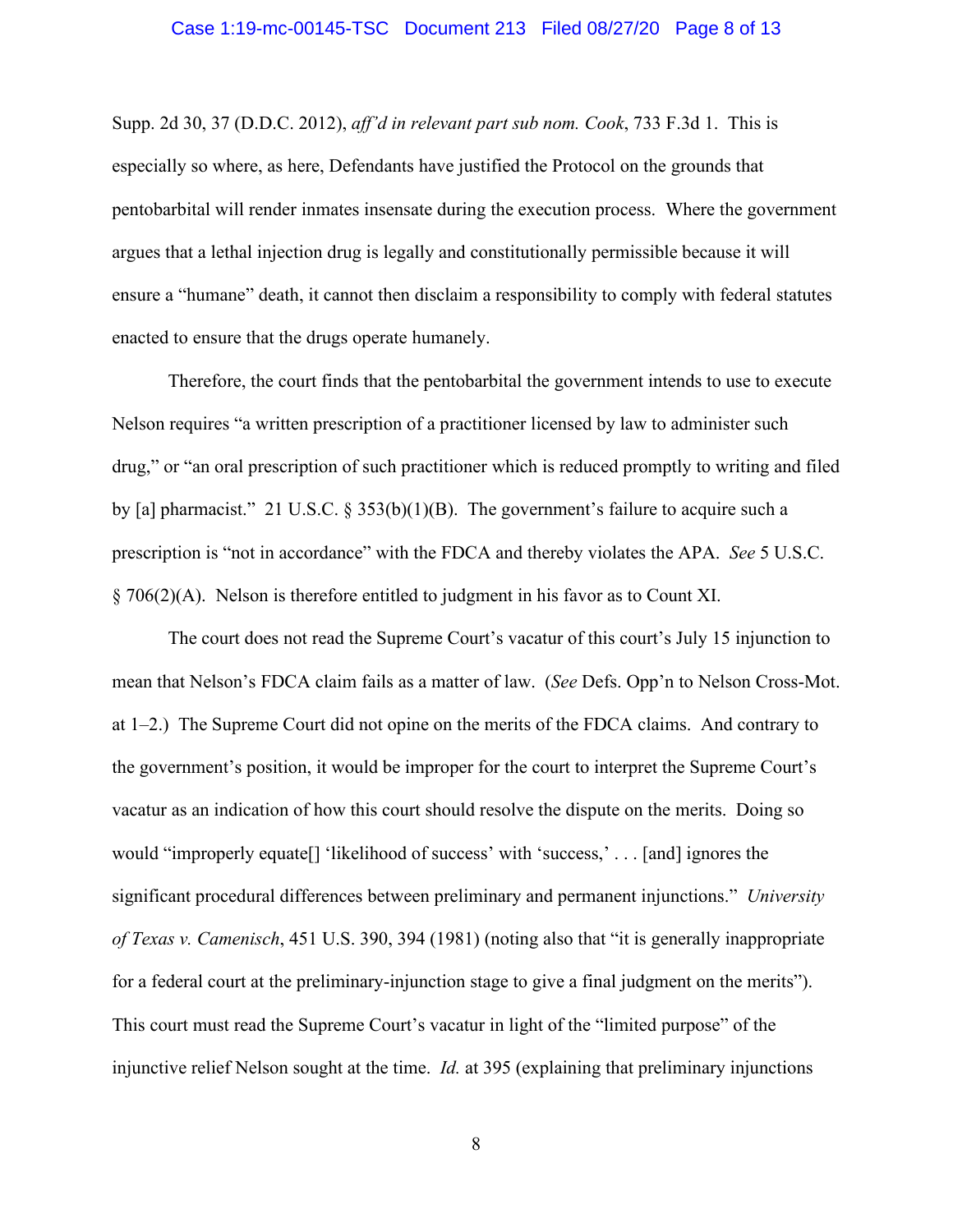Supp. 2d 30, 37 (D.D.C. 2012), *aff'd in relevant part sub nom. Cook*, 733 F.3d 1. This is especially so where, as here, Defendants have justified the Protocol on the grounds that pentobarbital will render inmates insensate during the execution process. Where the government argues that a lethal injection drug is legally and constitutionally permissible because it will ensure a "humane" death, it cannot then disclaim a responsibility to comply with federal statutes enacted to ensure that the drugs operate humanely.

Therefore, the court finds that the pentobarbital the government intends to use to execute Nelson requires "a written prescription of a practitioner licensed by law to administer such drug," or "an oral prescription of such practitioner which is reduced promptly to writing and filed by [a] pharmacist." 21 U.S.C. § 353(b)(1)(B). The government's failure to acquire such a prescription is "not in accordance" with the FDCA and thereby violates the APA. *See* 5 U.S.C. § 706(2)(A). Nelson is therefore entitled to judgment in his favor as to Count XI.

The court does not read the Supreme Court's vacatur of this court's July 15 injunction to mean that Nelson's FDCA claim fails as a matter of law. (*See* Defs. Opp'n to Nelson Cross-Mot. at 1–2.) The Supreme Court did not opine on the merits of the FDCA claims. And contrary to the government's position, it would be improper for the court to interpret the Supreme Court's vacatur as an indication of how this court should resolve the dispute on the merits. Doing so would "improperly equate[] 'likelihood of success' with 'success,' . . . [and] ignores the significant procedural differences between preliminary and permanent injunctions." *University of Texas v. Camenisch*, 451 U.S. 390, 394 (1981) (noting also that "it is generally inappropriate for a federal court at the preliminary-injunction stage to give a final judgment on the merits"). This court must read the Supreme Court's vacatur in light of the "limited purpose" of the injunctive relief Nelson sought at the time. *Id.* at 395 (explaining that preliminary injunctions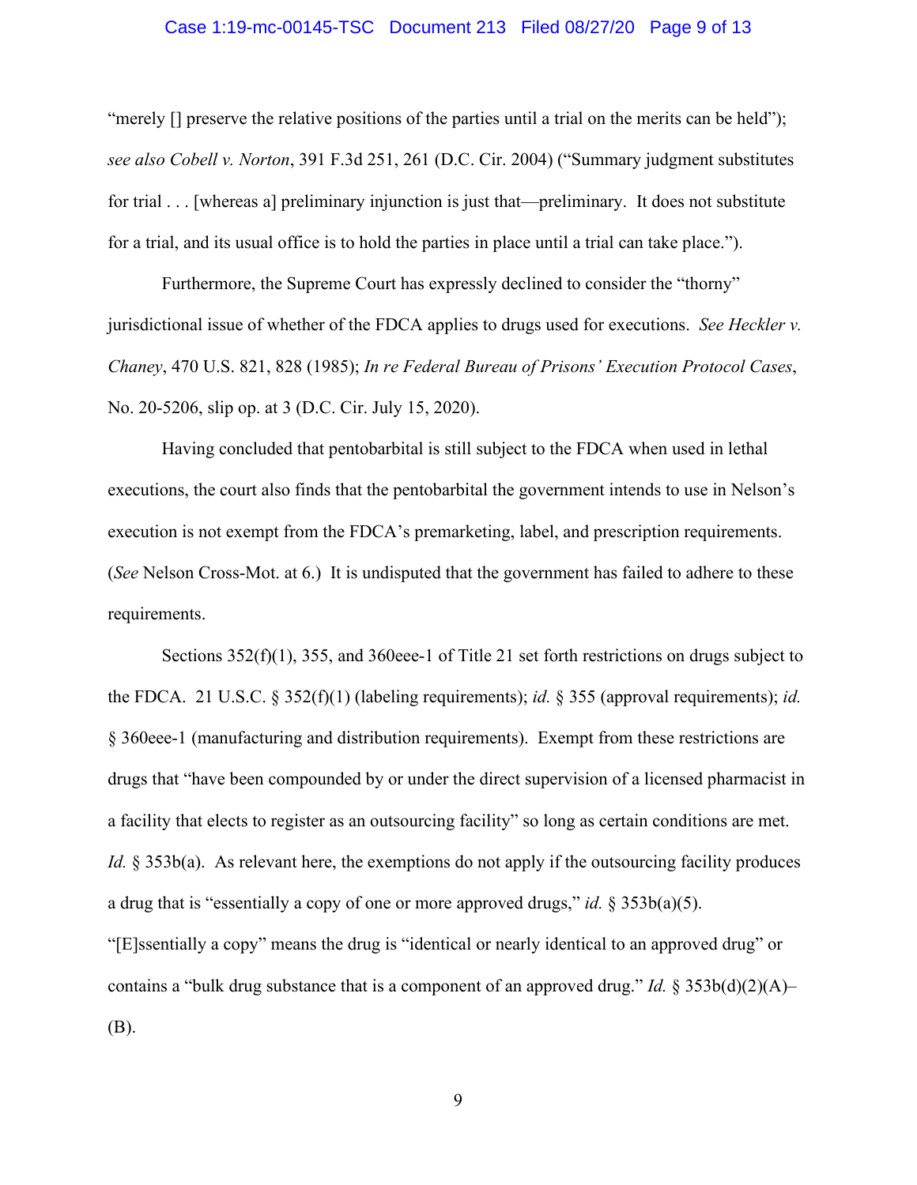"merely [] preserve the relative positions of the parties until a trial on the merits can be held"); *see also Cobell v. Norton*, 391 F.3d 251, 261 (D.C. Cir. 2004) ("Summary judgment substitutes for trial . . . [whereas a] preliminary injunction is just that—preliminary. It does not substitute for a trial, and its usual office is to hold the parties in place until a trial can take place.").

Furthermore, the Supreme Court has expressly declined to consider the "thorny" jurisdictional issue of whether of the FDCA applies to drugs used for executions. *See Heckler v. Chaney*, 470 U.S. 821, 828 (1985); *In re Federal Bureau of Prisons' Execution Protocol Cases*, No. 20-5206, slip op. at 3 (D.C. Cir. July 15, 2020).

Having concluded that pentobarbital is still subject to the FDCA when used in lethal executions, the court also finds that the pentobarbital the government intends to use in Nelson's execution is not exempt from the FDCA's premarketing, label, and prescription requirements. (*See* Nelson Cross-Mot. at 6.) It is undisputed that the government has failed to adhere to these requirements.

Sections 352(f)(1), 355, and 360eee-1 of Title 21 set forth restrictions on drugs subject to the FDCA. 21 U.S.C. § 352(f)(1) (labeling requirements); *id.* § 355 (approval requirements); *id.* § 360eee-1 (manufacturing and distribution requirements). Exempt from these restrictions are drugs that "have been compounded by or under the direct supervision of a licensed pharmacist in a facility that elects to register as an outsourcing facility" so long as certain conditions are met. *Id.* § 353b(a). As relevant here, the exemptions do not apply if the outsourcing facility produces a drug that is "essentially a copy of one or more approved drugs," *id.* § 353b(a)(5). "[E]ssentially a copy" means the drug is "identical or nearly identical to an approved drug" or contains a "bulk drug substance that is a component of an approved drug." *Id.* § 353b(d)(2)(A)–(B).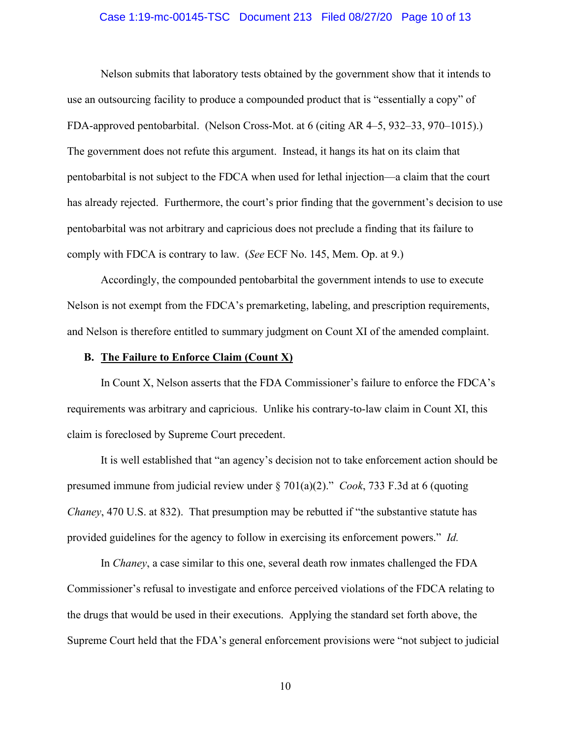Nelson submits that laboratory tests obtained by the government show that it intends to use an outsourcing facility to produce a compounded product that is "essentially a copy" of FDA-approved pentobarbital. (Nelson Cross-Mot. at 6 (citing AR 4–5, 932–33, 970–1015).) The government does not refute this argument. Instead, it hangs its hat on its claim that pentobarbital is not subject to the FDCA when used for lethal injection—a claim that the court has already rejected. Furthermore, the court's prior finding that the government's decision to use pentobarbital was not arbitrary and capricious does not preclude a finding that its failure to comply with FDCA is contrary to law. (*See* ECF No. 145, Mem. Op. at 9.)

Accordingly, the compounded pentobarbital the government intends to use to execute Nelson is not exempt from the FDCA's premarketing, labeling, and prescription requirements, and Nelson is therefore entitled to summary judgment on Count XI of the amended complaint.

**B. <u>The Failure to Enforce Claim (Count X)</u>**

In Count X, Nelson asserts that the FDA Commissioner's failure to enforce the FDCA's requirements was arbitrary and capricious. Unlike his contrary-to-law claim in Count XI, this claim is foreclosed by Supreme Court precedent.

It is well established that "an agency's decision not to take enforcement action should be presumed immune from judicial review under § 701(a)(2)." *Cook*, 733 F.3d at 6 (quoting *Chaney*, 470 U.S. at 832). That presumption may be rebutted if "the substantive statute has provided guidelines for the agency to follow in exercising its enforcement powers." *Id.*

In *Chaney*, a case similar to this one, several death row inmates challenged the FDA Commissioner's refusal to investigate and enforce perceived violations of the FDCA relating to the drugs that would be used in their executions. Applying the standard set forth above, the Supreme Court held that the FDA's general enforcement provisions were "not subject to judicial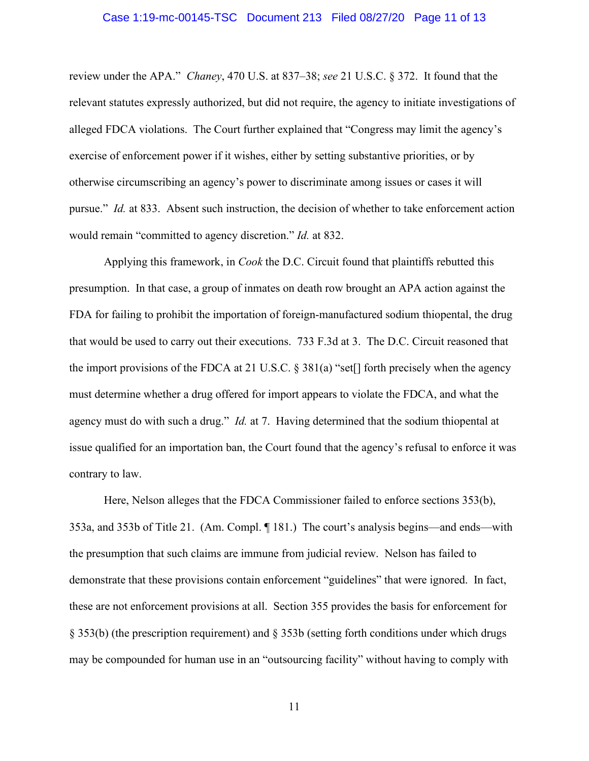review under the APA." *Chaney*, 470 U.S. at 837–38; *see* 21 U.S.C. § 372. It found that the relevant statutes expressly authorized, but did not require, the agency to initiate investigations of alleged FDCA violations. The Court further explained that "Congress may limit the agency's exercise of enforcement power if it wishes, either by setting substantive priorities, or by otherwise circumscribing an agency's power to discriminate among issues or cases it will pursue." *Id.* at 833. Absent such instruction, the decision of whether to take enforcement action would remain "committed to agency discretion." *Id.* at 832.

Applying this framework, in *Cook* the D.C. Circuit found that plaintiffs rebutted this presumption. In that case, a group of inmates on death row brought an APA action against the FDA for failing to prohibit the importation of foreign-manufactured sodium thiopental, the drug that would be used to carry out their executions. 733 F.3d at 3. The D.C. Circuit reasoned that the import provisions of the FDCA at 21 U.S.C. § 381(a) "set[] forth precisely when the agency must determine whether a drug offered for import appears to violate the FDCA, and what the agency must do with such a drug." *Id.* at 7. Having determined that the sodium thiopental at issue qualified for an importation ban, the Court found that the agency's refusal to enforce it was contrary to law.

Here, Nelson alleges that the FDCA Commissioner failed to enforce sections 353(b), 353a, and 353b of Title 21. (Am. Compl. ¶ 181.) The court's analysis begins—and ends—with the presumption that such claims are immune from judicial review. Nelson has failed to demonstrate that these provisions contain enforcement "guidelines" that were ignored. In fact, these are not enforcement provisions at all. Section 355 provides the basis for enforcement for § 353(b) (the prescription requirement) and § 353b (setting forth conditions under which drugs may be compounded for human use in an "outsourcing facility" without having to comply with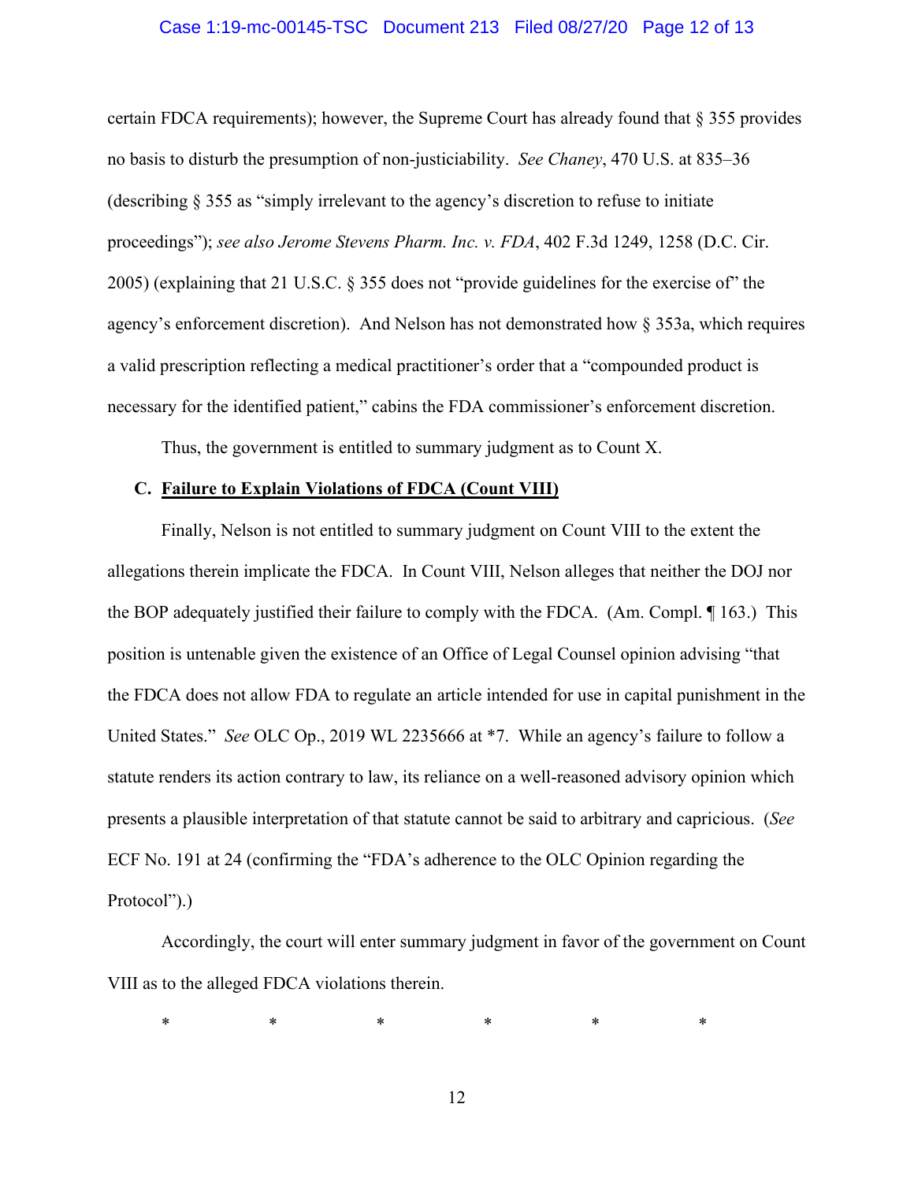certain FDCA requirements); however, the Supreme Court has already found that § 355 provides no basis to disturb the presumption of non-justiciability. *See Chaney*, 470 U.S. at 835–36 (describing § 355 as "simply irrelevant to the agency's discretion to refuse to initiate proceedings"); *see also Jerome Stevens Pharm. Inc. v. FDA*, 402 F.3d 1249, 1258 (D.C. Cir. 2005) (explaining that 21 U.S.C. § 355 does not "provide guidelines for the exercise of" the agency's enforcement discretion). And Nelson has not demonstrated how § 353a, which requires a valid prescription reflecting a medical practitioner's order that a "compounded product is necessary for the identified patient," cabins the FDA commissioner's enforcement discretion.

Thus, the government is entitled to summary judgment as to Count X.

### C. <u>Failure to Explain Violations of FDCA (Count VIII)</u>

Finally, Nelson is not entitled to summary judgment on Count VIII to the extent the allegations therein implicate the FDCA. In Count VIII, Nelson alleges that neither the DOJ nor the BOP adequately justified their failure to comply with the FDCA. (Am. Compl. ¶ 163.) This position is untenable given the existence of an Office of Legal Counsel opinion advising "that the FDCA does not allow FDA to regulate an article intended for use in capital punishment in the United States." *See* OLC Op., 2019 WL 2235666 at *7. While an agency's failure to follow a statute renders its action contrary to law, its reliance on a well-reasoned advisory opinion which presents a plausible interpretation of that statute cannot be said to arbitrary and capricious. (*See* ECF No. 191 at 24 (confirming the "FDA's adherence to the OLC Opinion regarding the Protocol").)

Accordingly, the court will enter summary judgment in favor of the government on Count VIII as to the alleged FDCA violations therein.

\* \* \* \* \* \*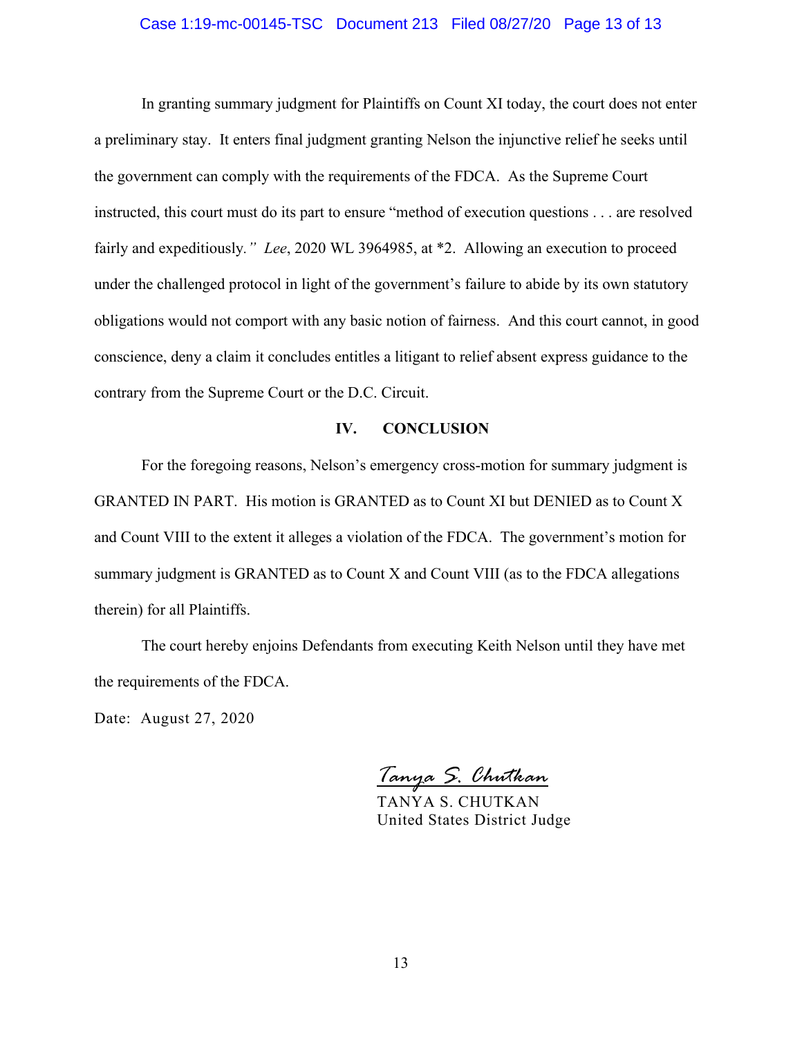In granting summary judgment for Plaintiffs on Count XI today, the court does not enter a preliminary stay. It enters final judgment granting Nelson the injunctive relief he seeks until the government can comply with the requirements of the FDCA. As the Supreme Court instructed, this court must do its part to ensure "method of execution questions . . . are resolved fairly and expeditiously." *Lee*, 2020 WL 3964985, at *2. Allowing an execution to proceed under the challenged protocol in light of the government's failure to abide by its own statutory obligations would not comport with any basic notion of fairness. And this court cannot, in good conscience, deny a claim it concludes entitles a litigant to relief absent express guidance to the contrary from the Supreme Court or the D.C. Circuit.

## IV. CONCLUSION

For the foregoing reasons, Nelson's emergency cross-motion for summary judgment is GRANTED IN PART. His motion is GRANTED as to Count XI but DENIED as to Count X and Count VIII to the extent it alleges a violation of the FDCA. The government's motion for summary judgment is GRANTED as to Count X and Count VIII (as to the FDCA allegations therein) for all Plaintiffs.

The court hereby enjoins Defendants from executing Keith Nelson until they have met the requirements of the FDCA.

Date: August 27, 2020

*Tanya S. Chutkan*
TANYA S. CHUTKAN
United States District Judge